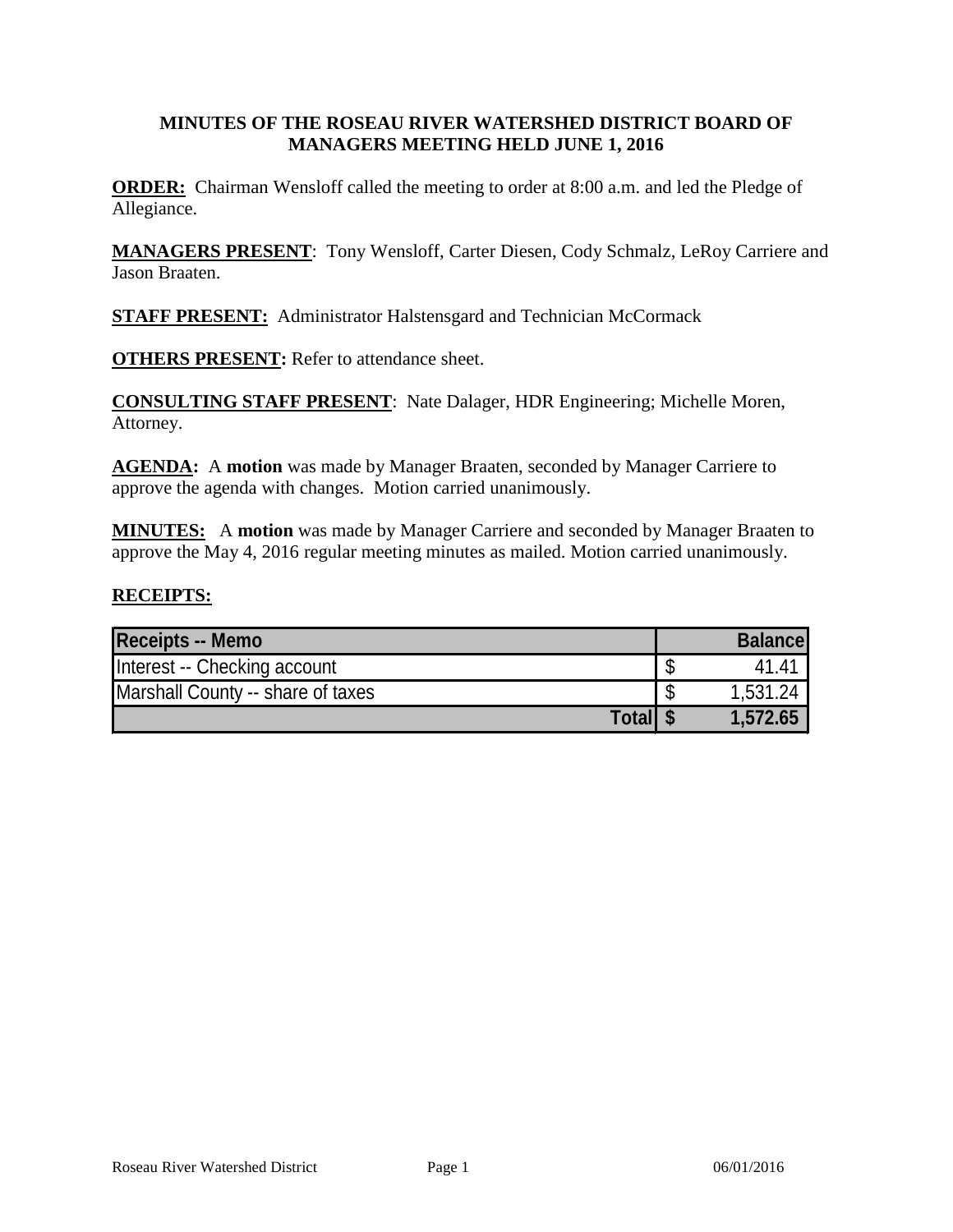**MINUTES OF THE ROSEAU RIVER WATERSHED DISTRICT BOARD OF MANAGERS MEETING HELD JUNE 1, 2016**

**ORDER:** Chairman Wensloff called the meeting to order at 8:00 a.m. and led the Pledge of Allegiance.

**MANAGERS PRESENT**: Tony Wensloff, Carter Diesen, Cody Schmalz, LeRoy Carriere and Jason Braaten.

**STAFF PRESENT:** Administrator Halstensgard and Technician McCormack

**OTHERS PRESENT:** Refer to attendance sheet.

**CONSULTING STAFF PRESENT**: Nate Dalager, HDR Engineering; Michelle Moren, Attorney.

**AGENDA:** A **motion** was made by Manager Braaten, seconded by Manager Carriere to approve the agenda with changes. Motion carried unanimously.

**MINUTES:** A **motion** was made by Manager Carriere and seconded by Manager Braaten to approve the May 4, 2016 regular meeting minutes as mailed. Motion carried unanimously.

**RECEIPTS:**

| Receipts -- Memo | Balance |
|---|---|
| Interest -- Checking account | $ 41.41 |
| Marshall County -- share of taxes | $ 1,531.24 |
| **Total** | **$ 1,572.65** |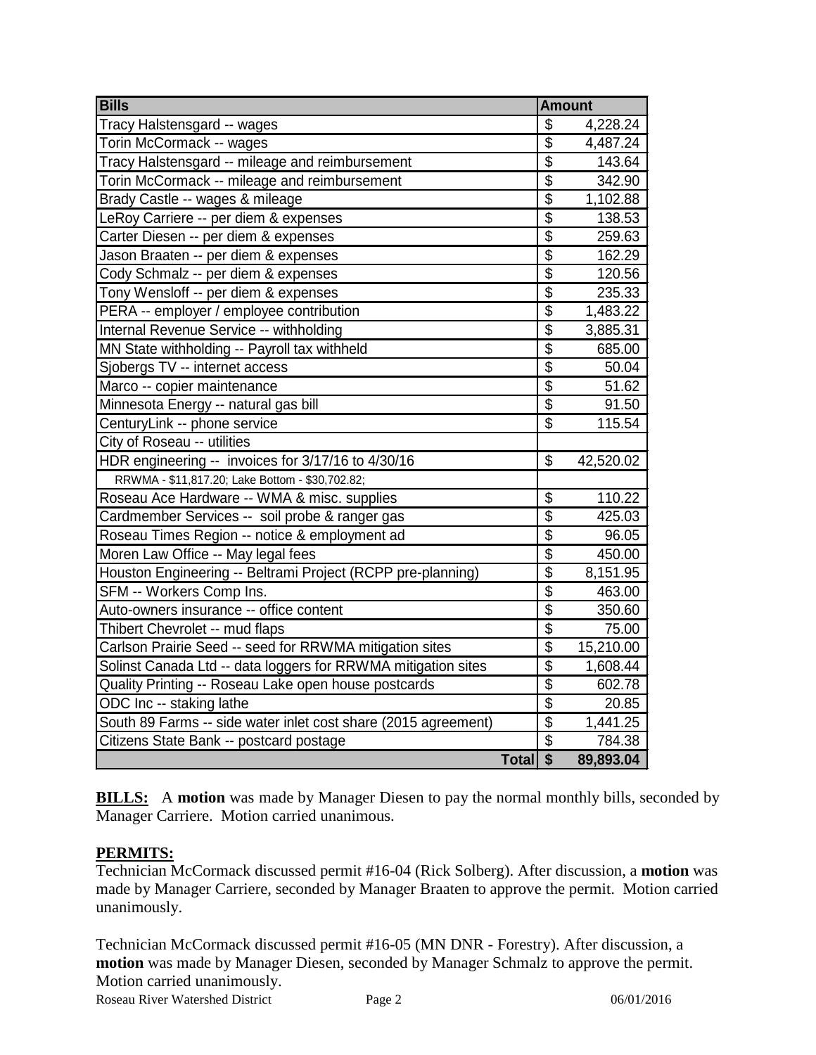| Bills | Amount |
|---|---|
| Tracy Halstensgard -- wages | $ 4,228.24 |
| Torin McCormack -- wages | $ 4,487.24 |
| Tracy Halstensgard -- mileage and reimbursement | $ 143.64 |
| Torin McCormack -- mileage and reimbursement | $ 342.90 |
| Brady Castle -- wages & mileage | $ 1,102.88 |
| LeRoy Carriere -- per diem & expenses | $ 138.53 |
| Carter Diesen -- per diem & expenses | $ 259.63 |
| Jason Braaten -- per diem & expenses | $ 162.29 |
| Cody Schmalz -- per diem & expenses | $ 120.56 |
| Tony Wensloff -- per diem & expenses | $ 235.33 |
| PERA -- employer / employee contribution | $ 1,483.22 |
| Internal Revenue Service -- withholding | $ 3,885.31 |
| MN State withholding -- Payroll tax withheld | $ 685.00 |
| Sjobergs TV -- internet access | $ 50.04 |
| Marco -- copier maintenance | $ 51.62 |
| Minnesota Energy -- natural gas bill | $ 91.50 |
| CenturyLink -- phone service | $ 115.54 |
| City of Roseau -- utilities | |
| HDR engineering -- invoices for 3/17/16 to 4/30/16 | $ 42,520.02 |
| RRWMA - $11,817.20; Lake Bottom - $30,702.82; | |
| Roseau Ace Hardware -- WMA & misc. supplies | $ 110.22 |
| Cardmember Services -- soil probe & ranger gas | $ 425.03 |
| Roseau Times Region -- notice & employment ad | $ 96.05 |
| Moren Law Office -- May legal fees | $ 450.00 |
| Houston Engineering -- Beltrami Project (RCPP pre-planning) | $ 8,151.95 |
| SFM -- Workers Comp Ins. | $ 463.00 |
| Auto-owners insurance -- office content | $ 350.60 |
| Thibert Chevrolet -- mud flaps | $ 75.00 |
| Carlson Prairie Seed -- seed for RRWMA mitigation sites | $ 15,210.00 |
| Solinst Canada Ltd -- data loggers for RRWMA mitigation sites | $ 1,608.44 |
| Quality Printing -- Roseau Lake open house postcards | $ 602.78 |
| ODC Inc -- staking lathe | $ 20.85 |
| South 89 Farms -- side water inlet cost share (2015 agreement) | $ 1,441.25 |
| Citizens State Bank -- postcard postage | $ 784.38 |
| **Total** | **$ 89,893.04** |

**BILLS:** A **motion** was made by Manager Diesen to pay the normal monthly bills, seconded by Manager Carriere. Motion carried unanimous.

**PERMITS:**

Technician McCormack discussed permit #16-04 (Rick Solberg). After discussion, a **motion** was made by Manager Carriere, seconded by Manager Braaten to approve the permit. Motion carried unanimously.

Technician McCormack discussed permit #16-05 (MN DNR - Forestry). After discussion, a **motion** was made by Manager Diesen, seconded by Manager Schmalz to approve the permit. Motion carried unanimously.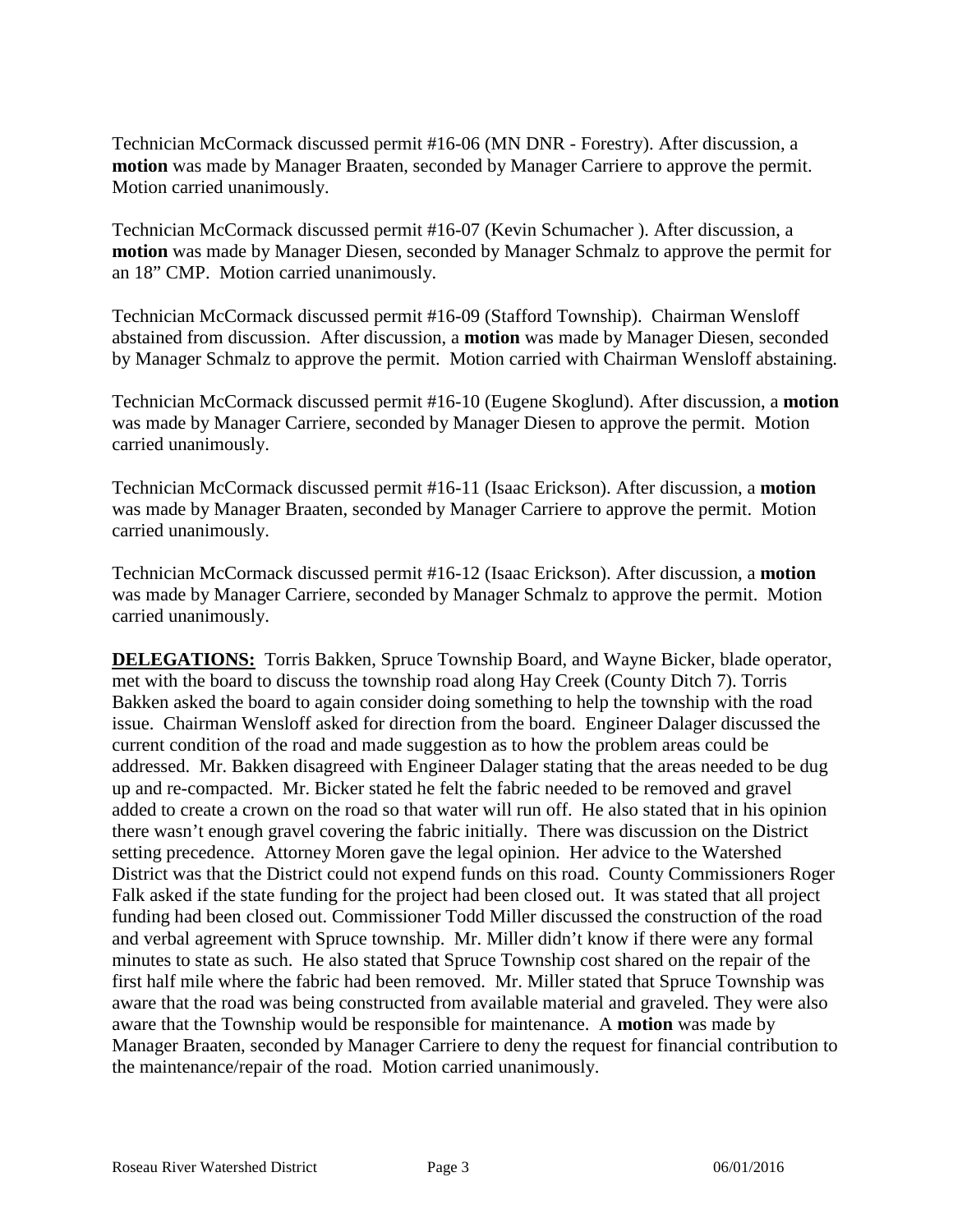Technician McCormack discussed permit #16-06 (MN DNR - Forestry). After discussion, a **motion** was made by Manager Braaten, seconded by Manager Carriere to approve the permit. Motion carried unanimously.

Technician McCormack discussed permit #16-07 (Kevin Schumacher ). After discussion, a **motion** was made by Manager Diesen, seconded by Manager Schmalz to approve the permit for an 18" CMP. Motion carried unanimously.

Technician McCormack discussed permit #16-09 (Stafford Township). Chairman Wensloff abstained from discussion. After discussion, a **motion** was made by Manager Diesen, seconded by Manager Schmalz to approve the permit. Motion carried with Chairman Wensloff abstaining.

Technician McCormack discussed permit #16-10 (Eugene Skoglund). After discussion, a **motion** was made by Manager Carriere, seconded by Manager Diesen to approve the permit. Motion carried unanimously.

Technician McCormack discussed permit #16-11 (Isaac Erickson). After discussion, a **motion** was made by Manager Braaten, seconded by Manager Carriere to approve the permit. Motion carried unanimously.

Technician McCormack discussed permit #16-12 (Isaac Erickson). After discussion, a **motion** was made by Manager Carriere, seconded by Manager Schmalz to approve the permit. Motion carried unanimously.

**DELEGATIONS:** Torris Bakken, Spruce Township Board, and Wayne Bicker, blade operator, met with the board to discuss the township road along Hay Creek (County Ditch 7). Torris Bakken asked the board to again consider doing something to help the township with the road issue. Chairman Wensloff asked for direction from the board. Engineer Dalager discussed the current condition of the road and made suggestion as to how the problem areas could be addressed. Mr. Bakken disagreed with Engineer Dalager stating that the areas needed to be dug up and re-compacted. Mr. Bicker stated he felt the fabric needed to be removed and gravel added to create a crown on the road so that water will run off. He also stated that in his opinion there wasn't enough gravel covering the fabric initially. There was discussion on the District setting precedence. Attorney Moren gave the legal opinion. Her advice to the Watershed District was that the District could not expend funds on this road. County Commissioners Roger Falk asked if the state funding for the project had been closed out. It was stated that all project funding had been closed out. Commissioner Todd Miller discussed the construction of the road and verbal agreement with Spruce township. Mr. Miller didn't know if there were any formal minutes to state as such. He also stated that Spruce Township cost shared on the repair of the first half mile where the fabric had been removed. Mr. Miller stated that Spruce Township was aware that the road was being constructed from available material and graveled. They were also aware that the Township would be responsible for maintenance. A **motion** was made by Manager Braaten, seconded by Manager Carriere to deny the request for financial contribution to the maintenance/repair of the road. Motion carried unanimously.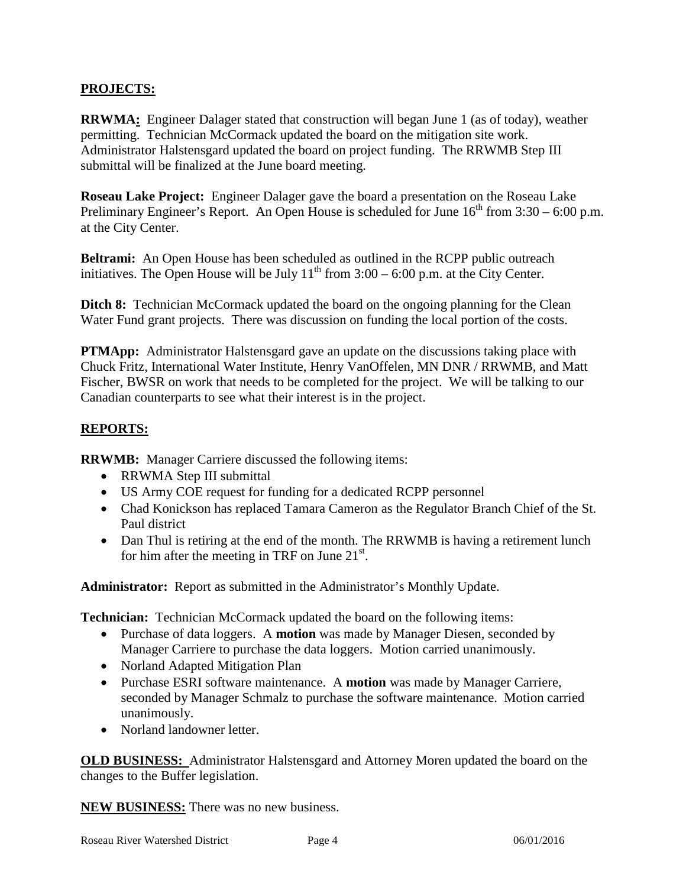**PROJECTS:**

**RRWMA:** Engineer Dalager stated that construction will began June 1 (as of today), weather permitting. Technician McCormack updated the board on the mitigation site work. Administrator Halstensgard updated the board on project funding. The RRWMB Step III submittal will be finalized at the June board meeting.

**Roseau Lake Project:** Engineer Dalager gave the board a presentation on the Roseau Lake Preliminary Engineer's Report. An Open House is scheduled for June 16th from 3:30 – 6:00 p.m. at the City Center.

**Beltrami:** An Open House has been scheduled as outlined in the RCPP public outreach initiatives. The Open House will be July 11th from 3:00 – 6:00 p.m. at the City Center.

**Ditch 8:** Technician McCormack updated the board on the ongoing planning for the Clean Water Fund grant projects. There was discussion on funding the local portion of the costs.

**PTMApp:** Administrator Halstensgard gave an update on the discussions taking place with Chuck Fritz, International Water Institute, Henry VanOffelen, MN DNR / RRWMB, and Matt Fischer, BWSR on work that needs to be completed for the project. We will be talking to our Canadian counterparts to see what their interest is in the project.

**REPORTS:**

**RRWMB:** Manager Carriere discussed the following items:

- RRWMA Step III submittal
- US Army COE request for funding for a dedicated RCPP personnel
- Chad Konickson has replaced Tamara Cameron as the Regulator Branch Chief of the St. Paul district
- Dan Thul is retiring at the end of the month. The RRWMB is having a retirement lunch for him after the meeting in TRF on June 21st.

**Administrator:** Report as submitted in the Administrator's Monthly Update.

**Technician:** Technician McCormack updated the board on the following items:

- Purchase of data loggers. A **motion** was made by Manager Diesen, seconded by Manager Carriere to purchase the data loggers. Motion carried unanimously.
- Norland Adapted Mitigation Plan
- Purchase ESRI software maintenance. A **motion** was made by Manager Carriere, seconded by Manager Schmalz to purchase the software maintenance. Motion carried unanimously.
- Norland landowner letter.

**OLD BUSINESS:** Administrator Halstensgard and Attorney Moren updated the board on the changes to the Buffer legislation.

**NEW BUSINESS:** There was no new business.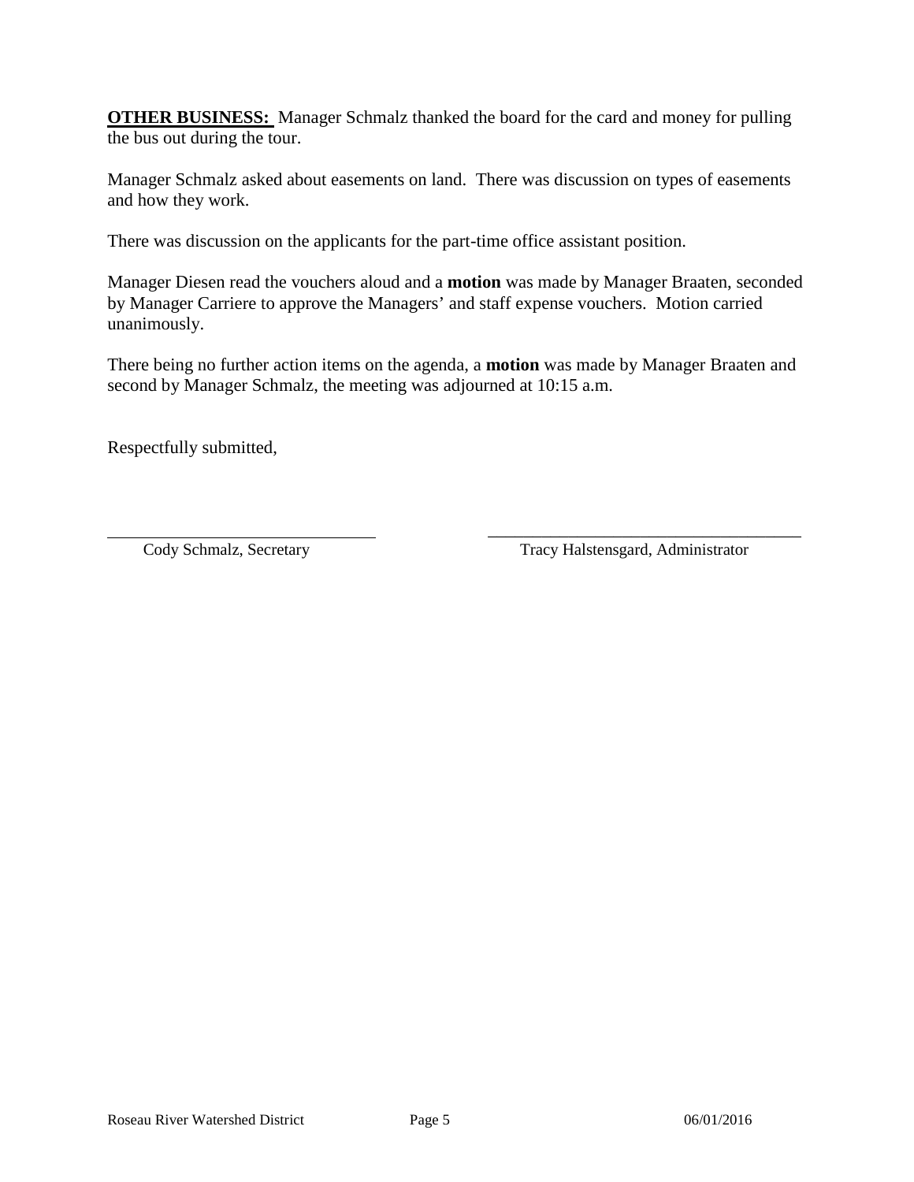**OTHER BUSINESS:** Manager Schmalz thanked the board for the card and money for pulling the bus out during the tour.

Manager Schmalz asked about easements on land. There was discussion on types of easements and how they work.

There was discussion on the applicants for the part-time office assistant position.

Manager Diesen read the vouchers aloud and a **motion** was made by Manager Braaten, seconded by Manager Carriere to approve the Managers' and staff expense vouchers. Motion carried unanimously.

There being no further action items on the agenda, a **motion** was made by Manager Braaten and second by Manager Schmalz, the meeting was adjourned at 10:15 a.m.

Respectfully submitted,

\_\_\_\_\_\_\_\_\_\_\_\_\_\_\_\_\_\_\_\_\_\_\_\_\_\_\_\_\_\_\_\_ \_\_\_\_\_\_\_\_\_\_\_\_\_\_\_\_\_\_\_\_\_\_\_\_\_\_\_\_\_\_\_\_\_\_\_\_\_\_

Cody Schmalz, Secretary Tracy Halstensgard, Administrator